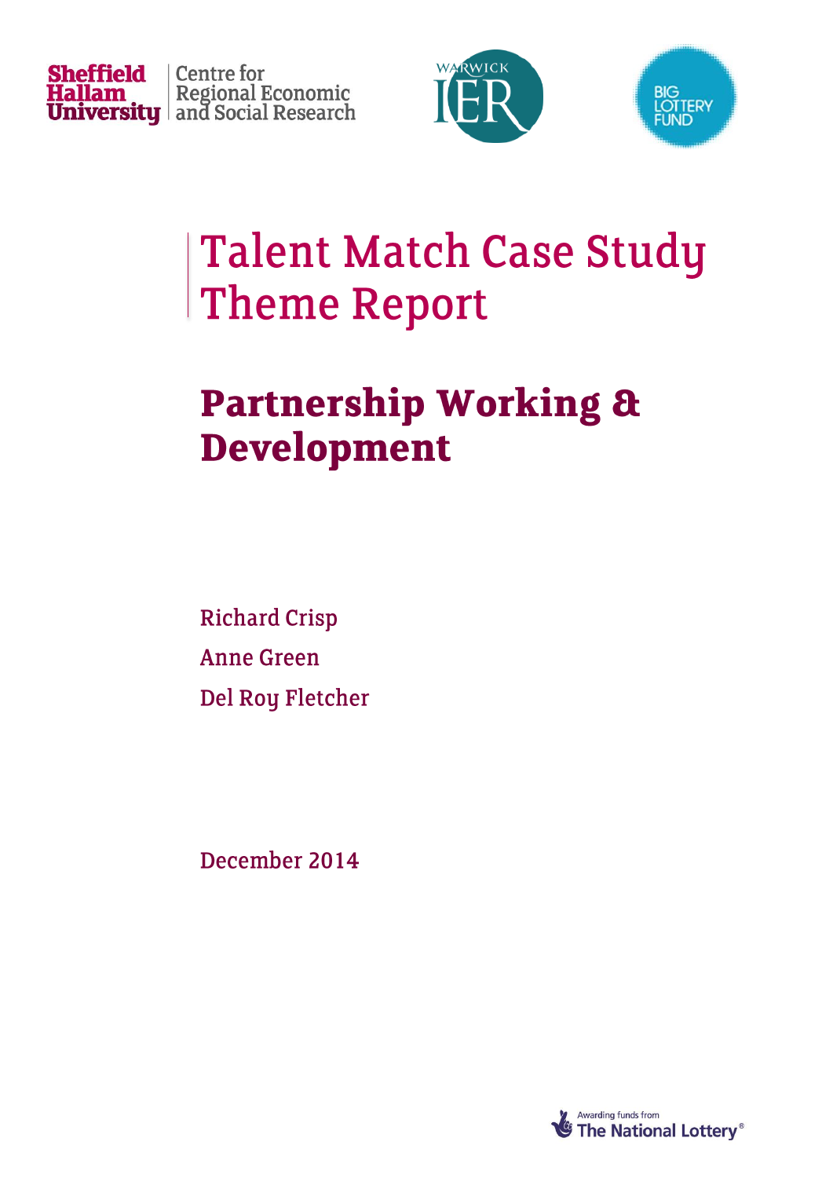Sheffield Hallam University | Centre for Regional Economic and Social Research

# Talent Match Case Study Theme Report

## Partnership Working & Development

Richard Crisp

Anne Green

Del Roy Fletcher

December 2014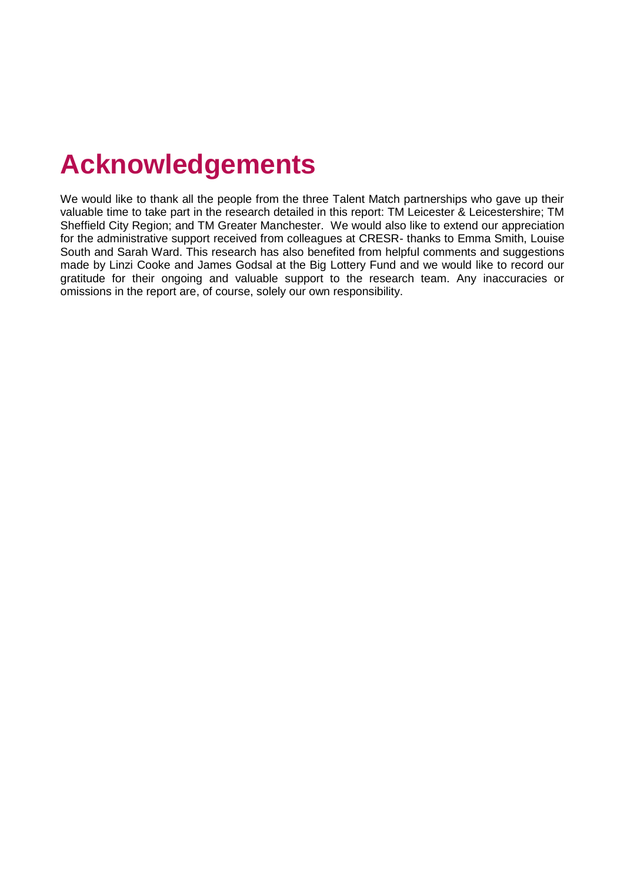# Acknowledgements

We would like to thank all the people from the three Talent Match partnerships who gave up their valuable time to take part in the research detailed in this report: TM Leicester & Leicestershire; TM Sheffield City Region; and TM Greater Manchester. We would also like to extend our appreciation for the administrative support received from colleagues at CRESR- thanks to Emma Smith, Louise South and Sarah Ward. This research has also benefited from helpful comments and suggestions made by Linzi Cooke and James Godsal at the Big Lottery Fund and we would like to record our gratitude for their ongoing and valuable support to the research team. Any inaccuracies or omissions in the report are, of course, solely our own responsibility.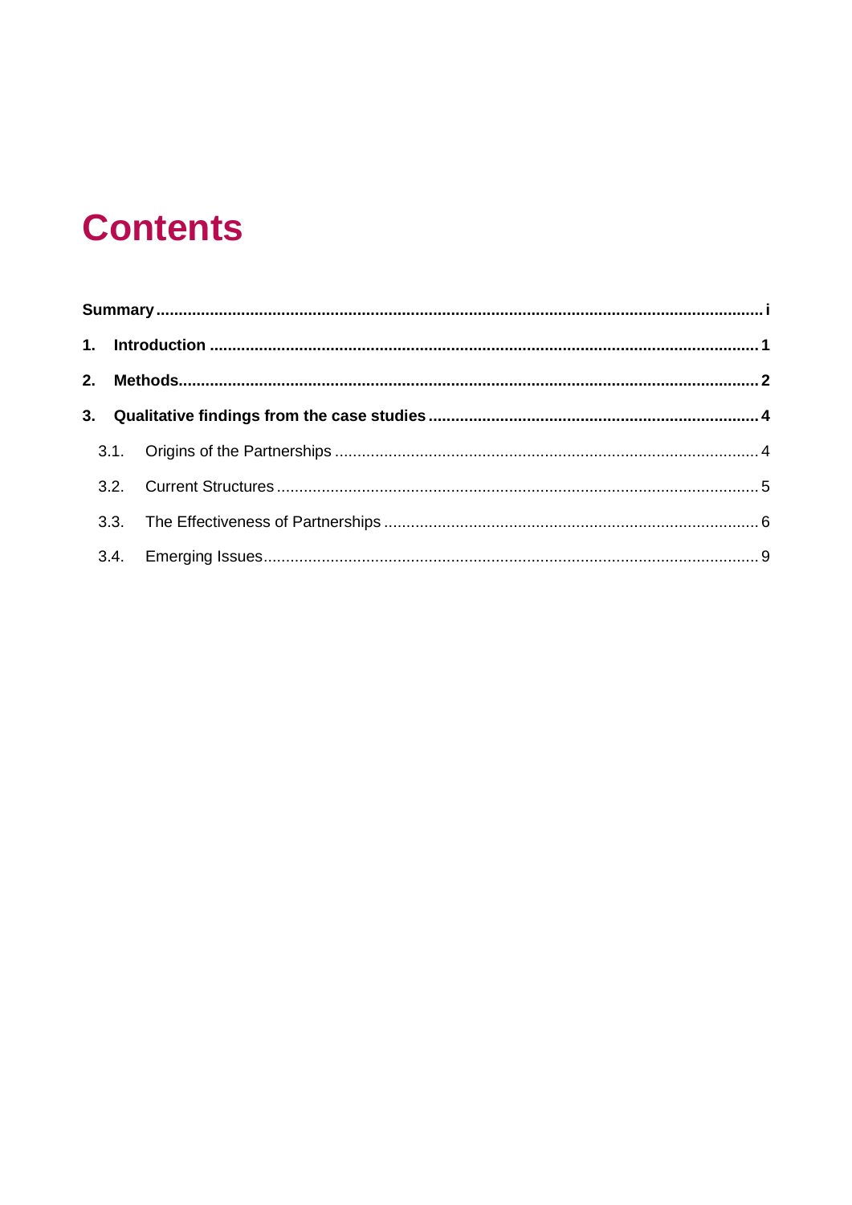# Contents

**Summary** ........................................................................................................................................ **i**

**1. Introduction** ....................................................................................................................... **1**

**2. Methods** .............................................................................................................................. **2**

**3. Qualitative findings from the case studies** ....................................................................... **4**

3.1. Origins of the Partnerships ........................................................................................... 4

3.2. Current Structures ........................................................................................................ 5

3.3. The Effectiveness of Partnerships ................................................................................ 6

3.4. Emerging Issues ........................................................................................................... 9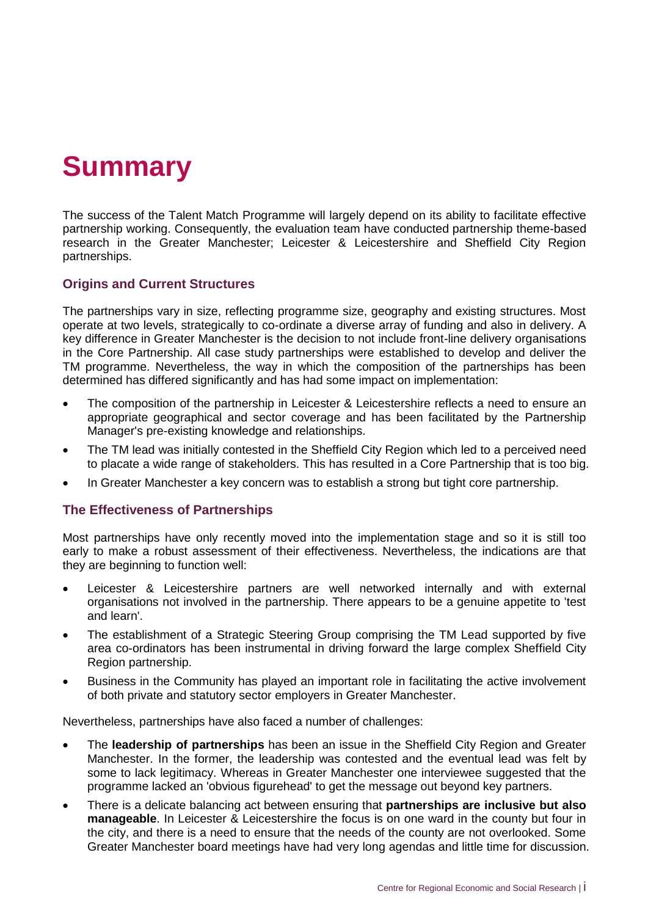# Summary

The success of the Talent Match Programme will largely depend on its ability to facilitate effective partnership working. Consequently, the evaluation team have conducted partnership theme-based research in the Greater Manchester; Leicester & Leicestershire and Sheffield City Region partnerships.

## Origins and Current Structures

The partnerships vary in size, reflecting programme size, geography and existing structures. Most operate at two levels, strategically to co-ordinate a diverse array of funding and also in delivery. A key difference in Greater Manchester is the decision to not include front-line delivery organisations in the Core Partnership. All case study partnerships were established to develop and deliver the TM programme. Nevertheless, the way in which the composition of the partnerships has been determined has differed significantly and has had some impact on implementation:

- The composition of the partnership in Leicester & Leicestershire reflects a need to ensure an appropriate geographical and sector coverage and has been facilitated by the Partnership Manager's pre-existing knowledge and relationships.
- The TM lead was initially contested in the Sheffield City Region which led to a perceived need to placate a wide range of stakeholders. This has resulted in a Core Partnership that is too big.
- In Greater Manchester a key concern was to establish a strong but tight core partnership.

## The Effectiveness of Partnerships

Most partnerships have only recently moved into the implementation stage and so it is still too early to make a robust assessment of their effectiveness. Nevertheless, the indications are that they are beginning to function well:

- Leicester & Leicestershire partners are well networked internally and with external organisations not involved in the partnership. There appears to be a genuine appetite to 'test and learn'.
- The establishment of a Strategic Steering Group comprising the TM Lead supported by five area co-ordinators has been instrumental in driving forward the large complex Sheffield City Region partnership.
- Business in the Community has played an important role in facilitating the active involvement of both private and statutory sector employers in Greater Manchester.

Nevertheless, partnerships have also faced a number of challenges:

- The **leadership of partnerships** has been an issue in the Sheffield City Region and Greater Manchester. In the former, the leadership was contested and the eventual lead was felt by some to lack legitimacy. Whereas in Greater Manchester one interviewee suggested that the programme lacked an 'obvious figurehead' to get the message out beyond key partners.
- There is a delicate balancing act between ensuring that **partnerships are inclusive but also manageable**. In Leicester & Leicestershire the focus is on one ward in the county but four in the city, and there is a need to ensure that the needs of the county are not overlooked. Some Greater Manchester board meetings have had very long agendas and little time for discussion.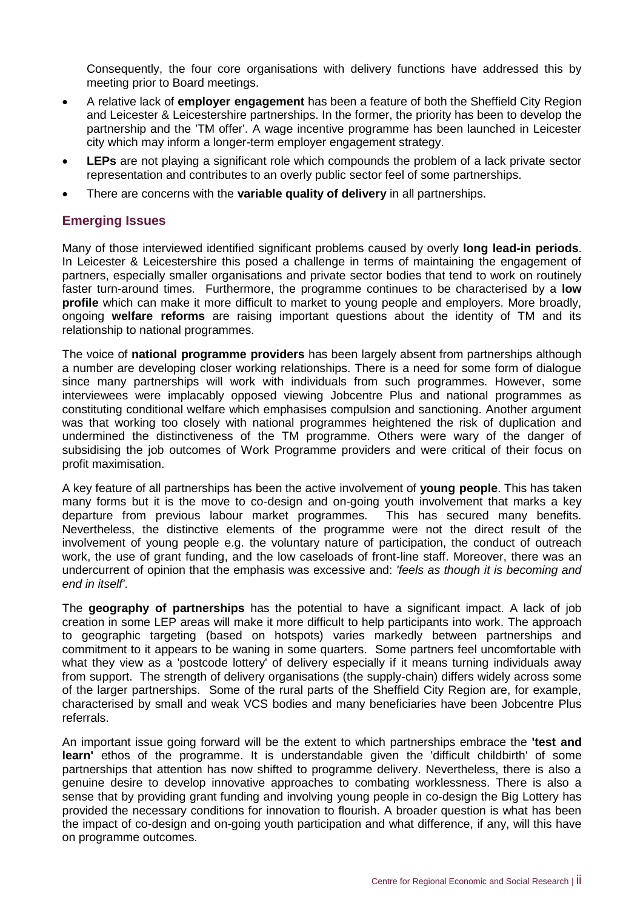Consequently, the four core organisations with delivery functions have addressed this by meeting prior to Board meetings.

- A relative lack of **employer engagement** has been a feature of both the Sheffield City Region and Leicester & Leicestershire partnerships. In the former, the priority has been to develop the partnership and the 'TM offer'. A wage incentive programme has been launched in Leicester city which may inform a longer-term employer engagement strategy.
- **LEPs** are not playing a significant role which compounds the problem of a lack private sector representation and contributes to an overly public sector feel of some partnerships.
- There are concerns with the **variable quality of delivery** in all partnerships.

## Emerging Issues

Many of those interviewed identified significant problems caused by overly **long lead-in periods**. In Leicester & Leicestershire this posed a challenge in terms of maintaining the engagement of partners, especially smaller organisations and private sector bodies that tend to work on routinely faster turn-around times. Furthermore, the programme continues to be characterised by a **low profile** which can make it more difficult to market to young people and employers. More broadly, ongoing **welfare reforms** are raising important questions about the identity of TM and its relationship to national programmes.

The voice of **national programme providers** has been largely absent from partnerships although a number are developing closer working relationships. There is a need for some form of dialogue since many partnerships will work with individuals from such programmes. However, some interviewees were implacably opposed viewing Jobcentre Plus and national programmes as constituting conditional welfare which emphasises compulsion and sanctioning. Another argument was that working too closely with national programmes heightened the risk of duplication and undermined the distinctiveness of the TM programme. Others were wary of the danger of subsidising the job outcomes of Work Programme providers and were critical of their focus on profit maximisation.

A key feature of all partnerships has been the active involvement of **young people**. This has taken many forms but it is the move to co-design and on-going youth involvement that marks a key departure from previous labour market programmes. This has secured many benefits. Nevertheless, the distinctive elements of the programme were not the direct result of the involvement of young people e.g. the voluntary nature of participation, the conduct of outreach work, the use of grant funding, and the low caseloads of front-line staff. Moreover, there was an undercurrent of opinion that the emphasis was excessive and: *'feels as though it is becoming and end in itself'*.

The **geography of partnerships** has the potential to have a significant impact. A lack of job creation in some LEP areas will make it more difficult to help participants into work. The approach to geographic targeting (based on hotspots) varies markedly between partnerships and commitment to it appears to be waning in some quarters. Some partners feel uncomfortable with what they view as a 'postcode lottery' of delivery especially if it means turning individuals away from support. The strength of delivery organisations (the supply-chain) differs widely across some of the larger partnerships. Some of the rural parts of the Sheffield City Region are, for example, characterised by small and weak VCS bodies and many beneficiaries have been Jobcentre Plus referrals.

An important issue going forward will be the extent to which partnerships embrace the **'test and learn'** ethos of the programme. It is understandable given the 'difficult childbirth' of some partnerships that attention has now shifted to programme delivery. Nevertheless, there is also a genuine desire to develop innovative approaches to combating worklessness. There is also a sense that by providing grant funding and involving young people in co-design the Big Lottery has provided the necessary conditions for innovation to flourish. A broader question is what has been the impact of co-design and on-going youth participation and what difference, if any, will this have on programme outcomes.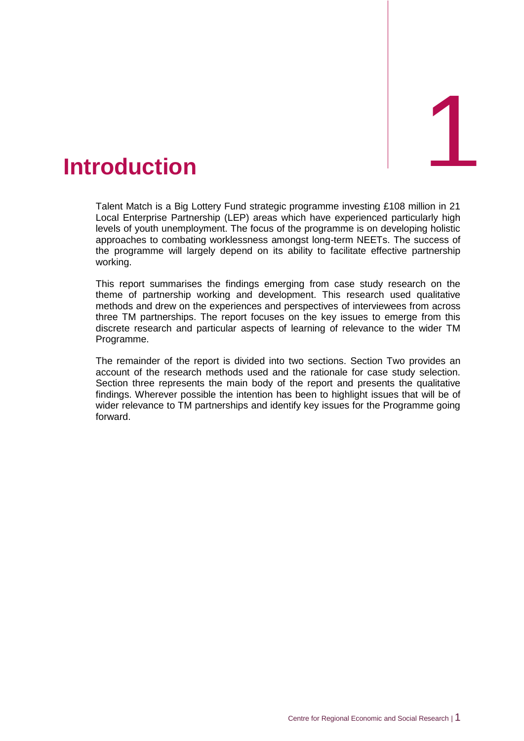# 1 Introduction

Talent Match is a Big Lottery Fund strategic programme investing £108 million in 21 Local Enterprise Partnership (LEP) areas which have experienced particularly high levels of youth unemployment. The focus of the programme is on developing holistic approaches to combating worklessness amongst long-term NEETs. The success of the programme will largely depend on its ability to facilitate effective partnership working.

This report summarises the findings emerging from case study research on the theme of partnership working and development. This research used qualitative methods and drew on the experiences and perspectives of interviewees from across three TM partnerships. The report focuses on the key issues to emerge from this discrete research and particular aspects of learning of relevance to the wider TM Programme.

The remainder of the report is divided into two sections. Section Two provides an account of the research methods used and the rationale for case study selection. Section three represents the main body of the report and presents the qualitative findings. Wherever possible the intention has been to highlight issues that will be of wider relevance to TM partnerships and identify key issues for the Programme going forward.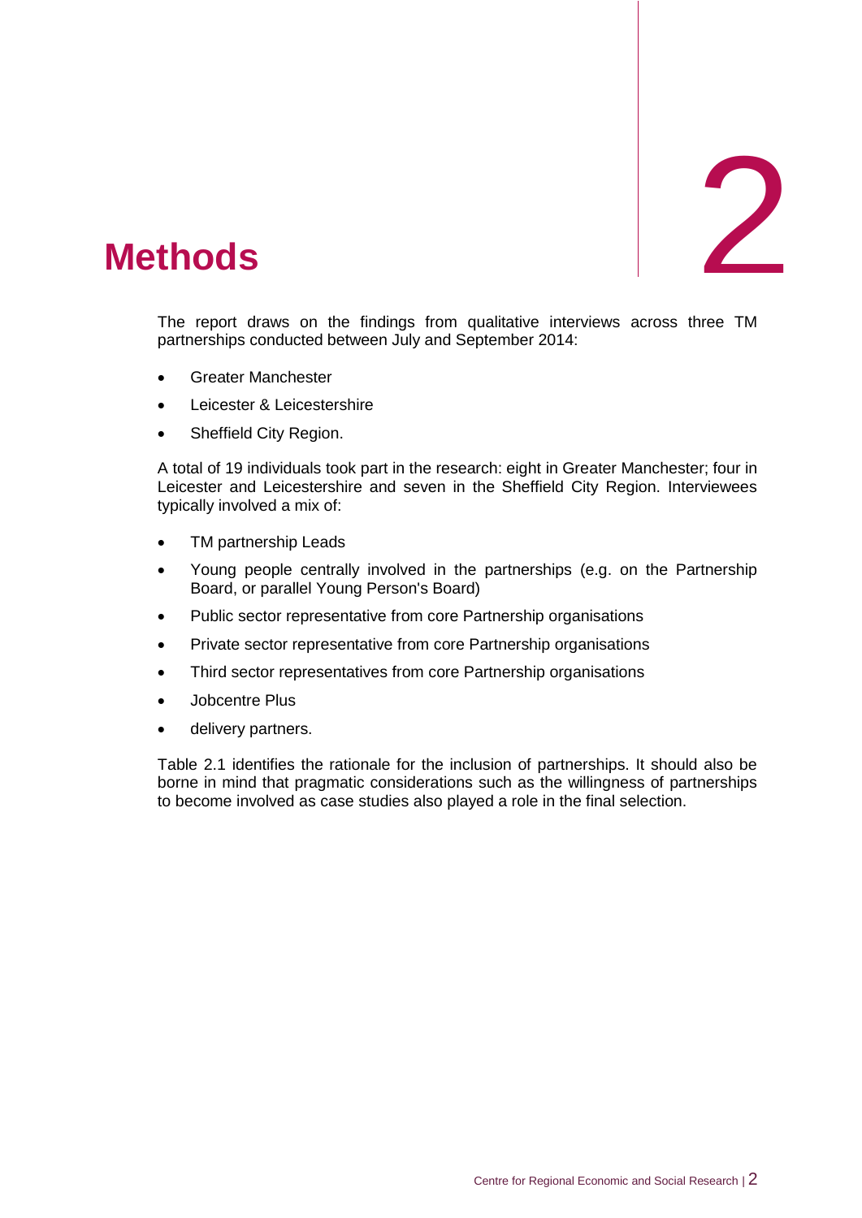# 2 Methods

The report draws on the findings from qualitative interviews across three TM partnerships conducted between July and September 2014:

- Greater Manchester
- Leicester & Leicestershire
- Sheffield City Region.

A total of 19 individuals took part in the research: eight in Greater Manchester; four in Leicester and Leicestershire and seven in the Sheffield City Region. Interviewees typically involved a mix of:

- TM partnership Leads
- Young people centrally involved in the partnerships (e.g. on the Partnership Board, or parallel Young Person's Board)
- Public sector representative from core Partnership organisations
- Private sector representative from core Partnership organisations
- Third sector representatives from core Partnership organisations
- Jobcentre Plus
- delivery partners.

Table 2.1 identifies the rationale for the inclusion of partnerships. It should also be borne in mind that pragmatic considerations such as the willingness of partnerships to become involved as case studies also played a role in the final selection.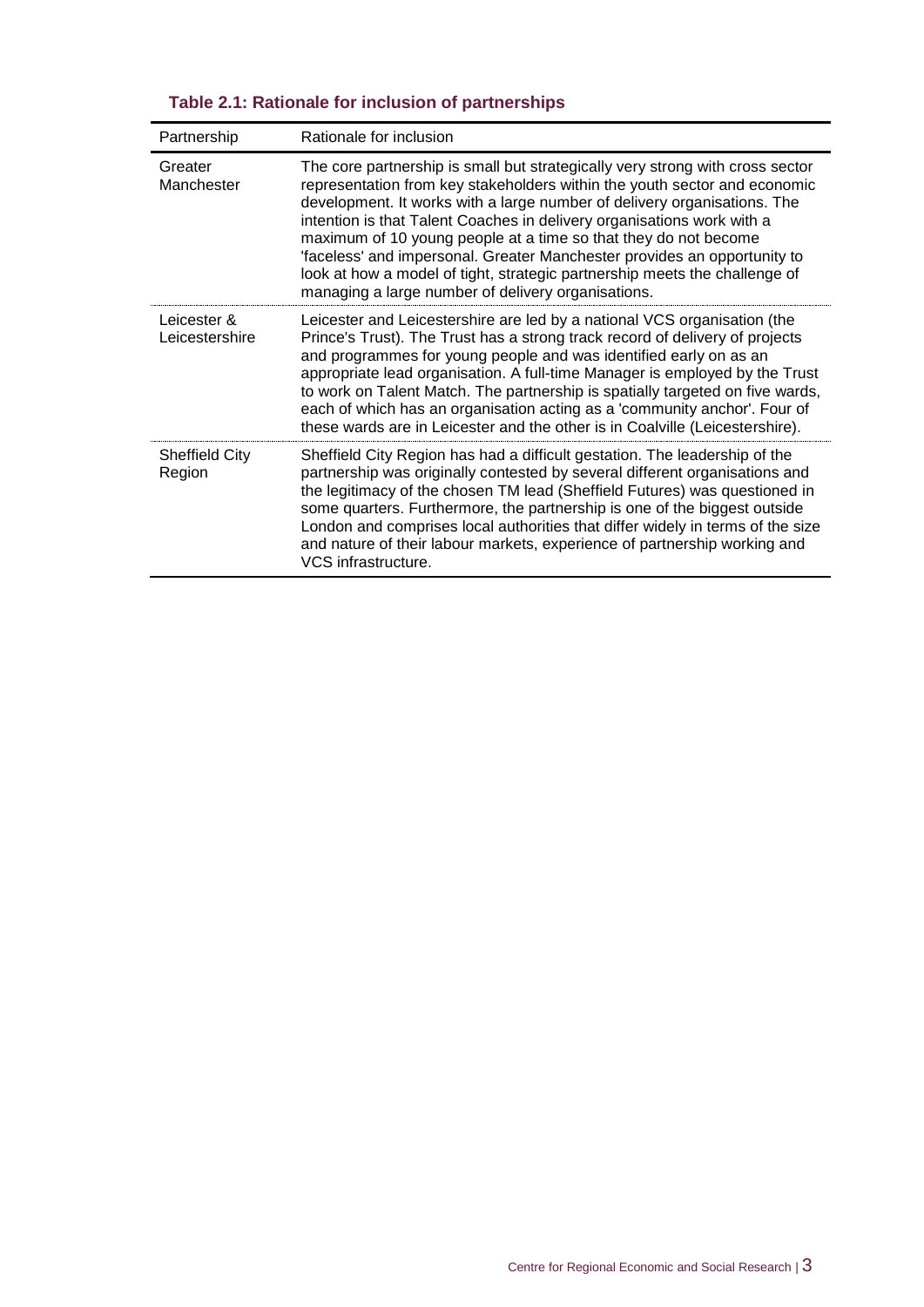**Table 2.1: Rationale for inclusion of partnerships**

| Partnership | Rationale for inclusion |
|---|---|
| Greater Manchester | The core partnership is small but strategically very strong with cross sector representation from key stakeholders within the youth sector and economic development. It works with a large number of delivery organisations. The intention is that Talent Coaches in delivery organisations work with a maximum of 10 young people at a time so that they do not become 'faceless' and impersonal. Greater Manchester provides an opportunity to look at how a model of tight, strategic partnership meets the challenge of managing a large number of delivery organisations. |
| Leicester & Leicestershire | Leicester and Leicestershire are led by a national VCS organisation (the Prince's Trust). The Trust has a strong track record of delivery of projects and programmes for young people and was identified early on as an appropriate lead organisation. A full-time Manager is employed by the Trust to work on Talent Match. The partnership is spatially targeted on five wards, each of which has an organisation acting as a 'community anchor'. Four of these wards are in Leicester and the other is in Coalville (Leicestershire). |
| Sheffield City Region | Sheffield City Region has had a difficult gestation. The leadership of the partnership was originally contested by several different organisations and the legitimacy of the chosen TM lead (Sheffield Futures) was questioned in some quarters. Furthermore, the partnership is one of the biggest outside London and comprises local authorities that differ widely in terms of the size and nature of their labour markets, experience of partnership working and VCS infrastructure. |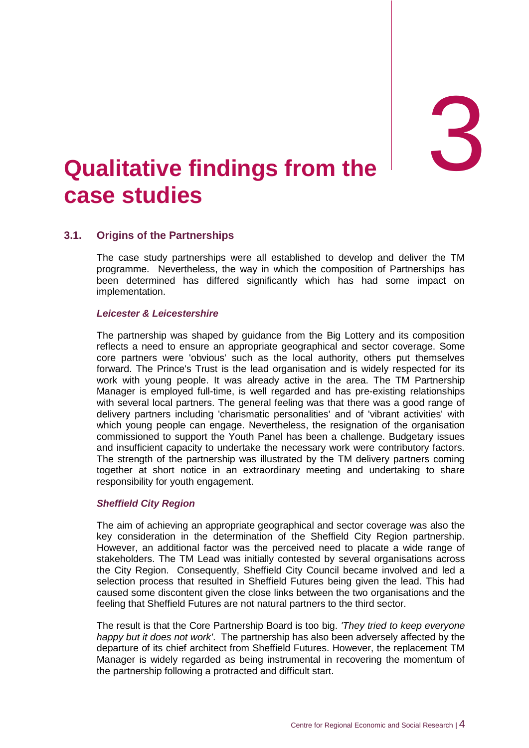# 3 Qualitative findings from the case studies

## 3.1. Origins of the Partnerships

The case study partnerships were all established to develop and deliver the TM programme. Nevertheless, the way in which the composition of Partnerships has been determined has differed significantly which has had some impact on implementation.

### *Leicester & Leicestershire*

The partnership was shaped by guidance from the Big Lottery and its composition reflects a need to ensure an appropriate geographical and sector coverage. Some core partners were 'obvious' such as the local authority, others put themselves forward. The Prince's Trust is the lead organisation and is widely respected for its work with young people. It was already active in the area. The TM Partnership Manager is employed full-time, is well regarded and has pre-existing relationships with several local partners. The general feeling was that there was a good range of delivery partners including 'charismatic personalities' and of 'vibrant activities' with which young people can engage. Nevertheless, the resignation of the organisation commissioned to support the Youth Panel has been a challenge. Budgetary issues and insufficient capacity to undertake the necessary work were contributory factors. The strength of the partnership was illustrated by the TM delivery partners coming together at short notice in an extraordinary meeting and undertaking to share responsibility for youth engagement.

### *Sheffield City Region*

The aim of achieving an appropriate geographical and sector coverage was also the key consideration in the determination of the Sheffield City Region partnership. However, an additional factor was the perceived need to placate a wide range of stakeholders. The TM Lead was initially contested by several organisations across the City Region. Consequently, Sheffield City Council became involved and led a selection process that resulted in Sheffield Futures being given the lead. This had caused some discontent given the close links between the two organisations and the feeling that Sheffield Futures are not natural partners to the third sector.

The result is that the Core Partnership Board is too big. *'They tried to keep everyone happy but it does not work'*. The partnership has also been adversely affected by the departure of its chief architect from Sheffield Futures. However, the replacement TM Manager is widely regarded as being instrumental in recovering the momentum of the partnership following a protracted and difficult start.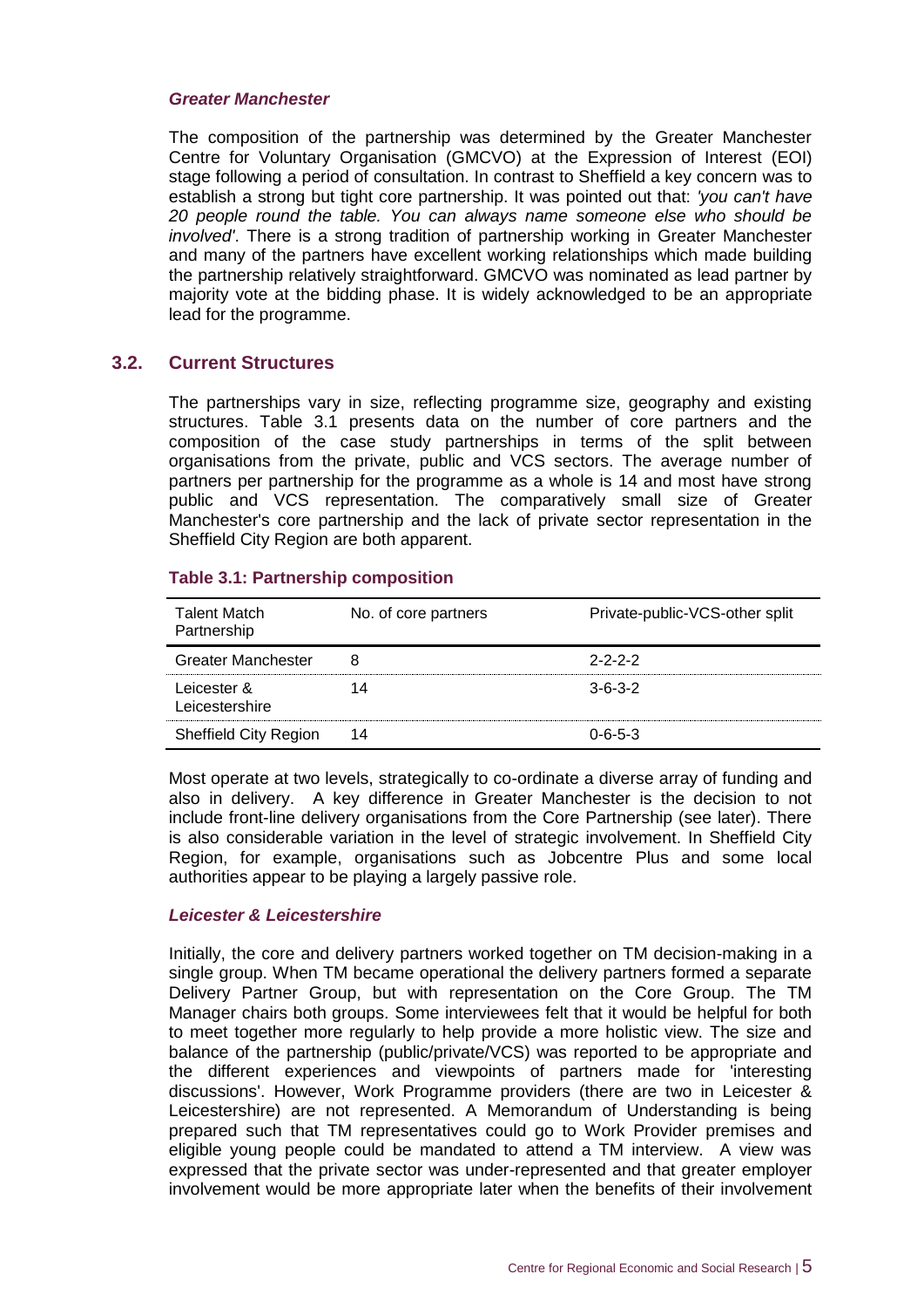### *Greater Manchester*

The composition of the partnership was determined by the Greater Manchester Centre for Voluntary Organisation (GMCVO) at the Expression of Interest (EOI) stage following a period of consultation. In contrast to Sheffield a key concern was to establish a strong but tight core partnership. It was pointed out that: *'you can't have 20 people round the table. You can always name someone else who should be involved'*. There is a strong tradition of partnership working in Greater Manchester and many of the partners have excellent working relationships which made building the partnership relatively straightforward. GMCVO was nominated as lead partner by majority vote at the bidding phase. It is widely acknowledged to be an appropriate lead for the programme.

## 3.2. Current Structures

The partnerships vary in size, reflecting programme size, geography and existing structures. Table 3.1 presents data on the number of core partners and the composition of the case study partnerships in terms of the split between organisations from the private, public and VCS sectors. The average number of partners per partnership for the programme as a whole is 14 and most have strong public and VCS representation. The comparatively small size of Greater Manchester's core partnership and the lack of private sector representation in the Sheffield City Region are both apparent.

**Table 3.1: Partnership composition**

| Talent Match Partnership | No. of core partners | Private-public-VCS-other split |
|---|---|---|
| Greater Manchester | 8 | 2-2-2-2 |
| Leicester & Leicestershire | 14 | 3-6-3-2 |
| Sheffield City Region | 14 | 0-6-5-3 |

Most operate at two levels, strategically to co-ordinate a diverse array of funding and also in delivery. A key difference in Greater Manchester is the decision to not include front-line delivery organisations from the Core Partnership (see later). There is also considerable variation in the level of strategic involvement. In Sheffield City Region, for example, organisations such as Jobcentre Plus and some local authorities appear to be playing a largely passive role.

### *Leicester & Leicestershire*

Initially, the core and delivery partners worked together on TM decision-making in a single group. When TM became operational the delivery partners formed a separate Delivery Partner Group, but with representation on the Core Group. The TM Manager chairs both groups. Some interviewees felt that it would be helpful for both to meet together more regularly to help provide a more holistic view. The size and balance of the partnership (public/private/VCS) was reported to be appropriate and the different experiences and viewpoints of partners made for 'interesting discussions'. However, Work Programme providers (there are two in Leicester & Leicestershire) are not represented. A Memorandum of Understanding is being prepared such that TM representatives could go to Work Provider premises and eligible young people could be mandated to attend a TM interview. A view was expressed that the private sector was under-represented and that greater employer involvement would be more appropriate later when the benefits of their involvement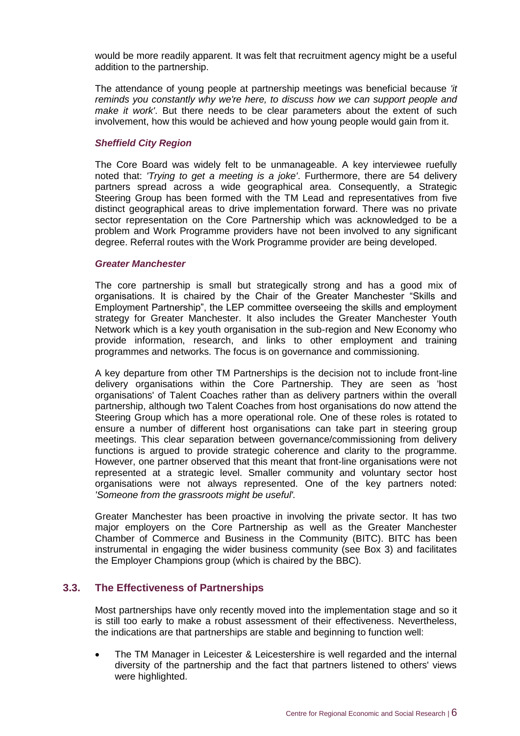would be more readily apparent. It was felt that recruitment agency might be a useful addition to the partnership.

The attendance of young people at partnership meetings was beneficial because *'it reminds you constantly why we're here, to discuss how we can support people and make it work'*. But there needs to be clear parameters about the extent of such involvement, how this would be achieved and how young people would gain from it.

#### *Sheffield City Region*

The Core Board was widely felt to be unmanageable. A key interviewee ruefully noted that: *'Trying to get a meeting is a joke'*. Furthermore, there are 54 delivery partners spread across a wide geographical area. Consequently, a Strategic Steering Group has been formed with the TM Lead and representatives from five distinct geographical areas to drive implementation forward. There was no private sector representation on the Core Partnership which was acknowledged to be a problem and Work Programme providers have not been involved to any significant degree. Referral routes with the Work Programme provider are being developed.

#### *Greater Manchester*

The core partnership is small but strategically strong and has a good mix of organisations. It is chaired by the Chair of the Greater Manchester "Skills and Employment Partnership", the LEP committee overseeing the skills and employment strategy for Greater Manchester. It also includes the Greater Manchester Youth Network which is a key youth organisation in the sub-region and New Economy who provide information, research, and links to other employment and training programmes and networks. The focus is on governance and commissioning.

A key departure from other TM Partnerships is the decision not to include front-line delivery organisations within the Core Partnership. They are seen as 'host organisations' of Talent Coaches rather than as delivery partners within the overall partnership, although two Talent Coaches from host organisations do now attend the Steering Group which has a more operational role. One of these roles is rotated to ensure a number of different host organisations can take part in steering group meetings. This clear separation between governance/commissioning from delivery functions is argued to provide strategic coherence and clarity to the programme. However, one partner observed that this meant that front-line organisations were not represented at a strategic level. Smaller community and voluntary sector host organisations were not always represented. One of the key partners noted: *'Someone from the grassroots might be useful'.*

Greater Manchester has been proactive in involving the private sector. It has two major employers on the Core Partnership as well as the Greater Manchester Chamber of Commerce and Business in the Community (BITC). BITC has been instrumental in engaging the wider business community (see Box 3) and facilitates the Employer Champions group (which is chaired by the BBC).

## 3.3. The Effectiveness of Partnerships

Most partnerships have only recently moved into the implementation stage and so it is still too early to make a robust assessment of their effectiveness. Nevertheless, the indications are that partnerships are stable and beginning to function well:

- The TM Manager in Leicester & Leicestershire is well regarded and the internal diversity of the partnership and the fact that partners listened to others' views were highlighted.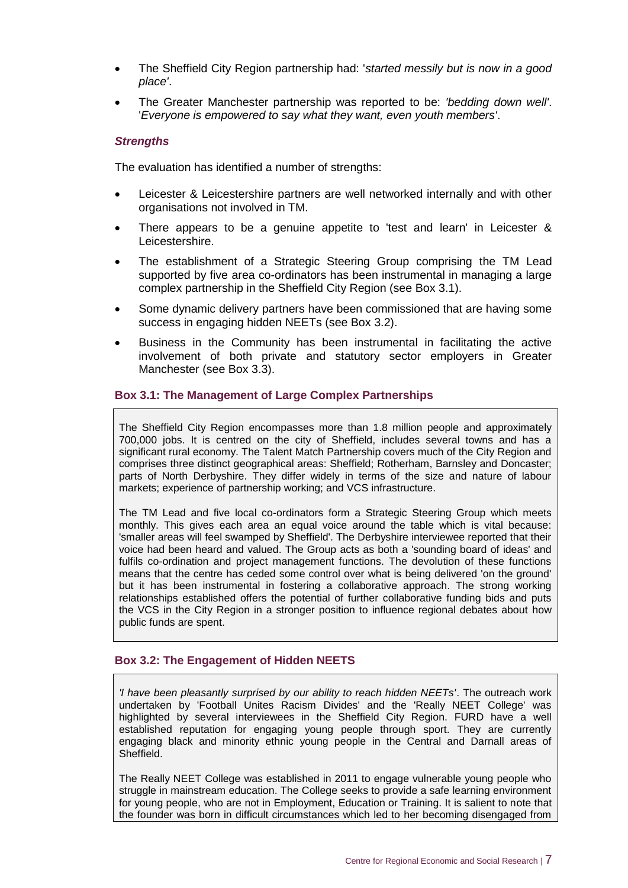- The Sheffield City Region partnership had: '*started messily but is now in a good place*'.
- The Greater Manchester partnership was reported to be: *'bedding down well'*. '*Everyone is empowered to say what they want, even youth members*'.

### *Strengths*

The evaluation has identified a number of strengths:

- Leicester & Leicestershire partners are well networked internally and with other organisations not involved in TM.
- There appears to be a genuine appetite to 'test and learn' in Leicester & Leicestershire.
- The establishment of a Strategic Steering Group comprising the TM Lead supported by five area co-ordinators has been instrumental in managing a large complex partnership in the Sheffield City Region (see Box 3.1).
- Some dynamic delivery partners have been commissioned that are having some success in engaging hidden NEETs (see Box 3.2).
- Business in the Community has been instrumental in facilitating the active involvement of both private and statutory sector employers in Greater Manchester (see Box 3.3).

#### Box 3.1: The Management of Large Complex Partnerships

The Sheffield City Region encompasses more than 1.8 million people and approximately 700,000 jobs. It is centred on the city of Sheffield, includes several towns and has a significant rural economy. The Talent Match Partnership covers much of the City Region and comprises three distinct geographical areas: Sheffield; Rotherham, Barnsley and Doncaster; parts of North Derbyshire. They differ widely in terms of the size and nature of labour markets; experience of partnership working; and VCS infrastructure.

The TM Lead and five local co-ordinators form a Strategic Steering Group which meets monthly. This gives each area an equal voice around the table which is vital because: 'smaller areas will feel swamped by Sheffield'. The Derbyshire interviewee reported that their voice had been heard and valued. The Group acts as both a 'sounding board of ideas' and fulfils co-ordination and project management functions. The devolution of these functions means that the centre has ceded some control over what is being delivered 'on the ground' but it has been instrumental in fostering a collaborative approach. The strong working relationships established offers the potential of further collaborative funding bids and puts the VCS in the City Region in a stronger position to influence regional debates about how public funds are spent.

#### Box 3.2: The Engagement of Hidden NEETS

*'I have been pleasantly surprised by our ability to reach hidden NEETs'*. The outreach work undertaken by 'Football Unites Racism Divides' and the 'Really NEET College' was highlighted by several interviewees in the Sheffield City Region. FURD have a well established reputation for engaging young people through sport. They are currently engaging black and minority ethnic young people in the Central and Darnall areas of Sheffield.

The Really NEET College was established in 2011 to engage vulnerable young people who struggle in mainstream education. The College seeks to provide a safe learning environment for young people, who are not in Employment, Education or Training. It is salient to note that the founder was born in difficult circumstances which led to her becoming disengaged from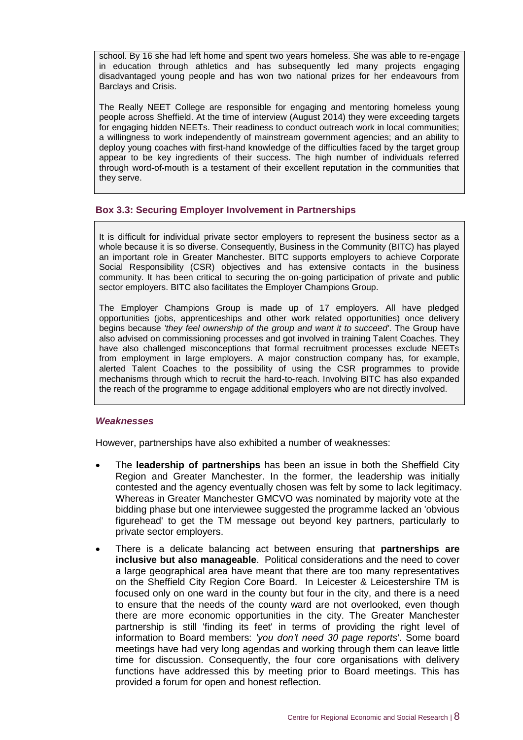school. By 16 she had left home and spent two years homeless. She was able to re-engage in education through athletics and has subsequently led many projects engaging disadvantaged young people and has won two national prizes for her endeavours from Barclays and Crisis.

The Really NEET College are responsible for engaging and mentoring homeless young people across Sheffield. At the time of interview (August 2014) they were exceeding targets for engaging hidden NEETs. Their readiness to conduct outreach work in local communities; a willingness to work independently of mainstream government agencies; and an ability to deploy young coaches with first-hand knowledge of the difficulties faced by the target group appear to be key ingredients of their success. The high number of individuals referred through word-of-mouth is a testament of their excellent reputation in the communities that they serve.

### Box 3.3: Securing Employer Involvement in Partnerships

It is difficult for individual private sector employers to represent the business sector as a whole because it is so diverse. Consequently, Business in the Community (BITC) has played an important role in Greater Manchester. BITC supports employers to achieve Corporate Social Responsibility (CSR) objectives and has extensive contacts in the business community. It has been critical to securing the on-going participation of private and public sector employers. BITC also facilitates the Employer Champions Group.

The Employer Champions Group is made up of 17 employers. All have pledged opportunities (jobs, apprenticeships and other work related opportunities) once delivery begins because *'they feel ownership of the group and want it to succeed'*. The Group have also advised on commissioning processes and got involved in training Talent Coaches. They have also challenged misconceptions that formal recruitment processes exclude NEETs from employment in large employers. A major construction company has, for example, alerted Talent Coaches to the possibility of using the CSR programmes to provide mechanisms through which to recruit the hard-to-reach. Involving BITC has also expanded the reach of the programme to engage additional employers who are not directly involved.

#### *Weaknesses*

However, partnerships have also exhibited a number of weaknesses:

- The **leadership of partnerships** has been an issue in both the Sheffield City Region and Greater Manchester. In the former, the leadership was initially contested and the agency eventually chosen was felt by some to lack legitimacy. Whereas in Greater Manchester GMCVO was nominated by majority vote at the bidding phase but one interviewee suggested the programme lacked an 'obvious figurehead' to get the TM message out beyond key partners, particularly to private sector employers.
- There is a delicate balancing act between ensuring that **partnerships are inclusive but also manageable**. Political considerations and the need to cover a large geographical area have meant that there are too many representatives on the Sheffield City Region Core Board. In Leicester & Leicestershire TM is focused only on one ward in the county but four in the city, and there is a need to ensure that the needs of the county ward are not overlooked, even though there are more economic opportunities in the city. The Greater Manchester partnership is still 'finding its feet' in terms of providing the right level of information to Board members: *'you don't need 30 page reports*'. Some board meetings have had very long agendas and working through them can leave little time for discussion. Consequently, the four core organisations with delivery functions have addressed this by meeting prior to Board meetings. This has provided a forum for open and honest reflection.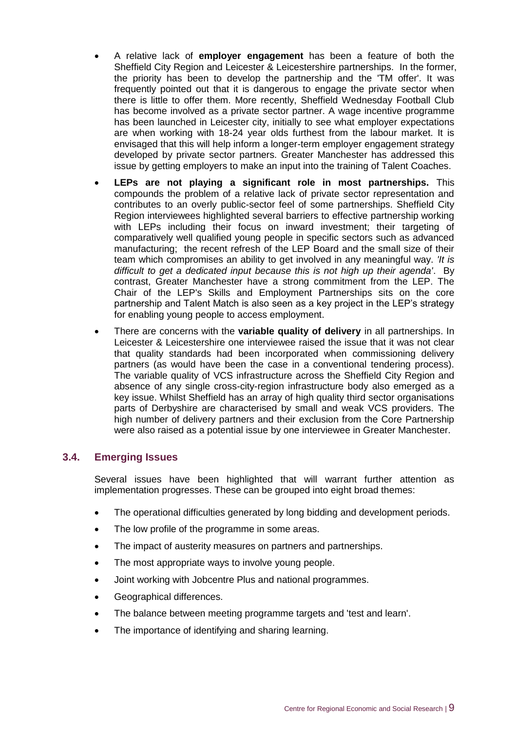- A relative lack of **employer engagement** has been a feature of both the Sheffield City Region and Leicester & Leicestershire partnerships. In the former, the priority has been to develop the partnership and the 'TM offer'. It was frequently pointed out that it is dangerous to engage the private sector when there is little to offer them. More recently, Sheffield Wednesday Football Club has become involved as a private sector partner. A wage incentive programme has been launched in Leicester city, initially to see what employer expectations are when working with 18-24 year olds furthest from the labour market. It is envisaged that this will help inform a longer-term employer engagement strategy developed by private sector partners. Greater Manchester has addressed this issue by getting employers to make an input into the training of Talent Coaches.
- **LEPs are not playing a significant role in most partnerships.** This compounds the problem of a relative lack of private sector representation and contributes to an overly public-sector feel of some partnerships. Sheffield City Region interviewees highlighted several barriers to effective partnership working with LEPs including their focus on inward investment; their targeting of comparatively well qualified young people in specific sectors such as advanced manufacturing; the recent refresh of the LEP Board and the small size of their team which compromises an ability to get involved in any meaningful way. *'It is difficult to get a dedicated input because this is not high up their agenda'*. By contrast, Greater Manchester have a strong commitment from the LEP. The Chair of the LEP's Skills and Employment Partnerships sits on the core partnership and Talent Match is also seen as a key project in the LEP's strategy for enabling young people to access employment.
- There are concerns with the **variable quality of delivery** in all partnerships. In Leicester & Leicestershire one interviewee raised the issue that it was not clear that quality standards had been incorporated when commissioning delivery partners (as would have been the case in a conventional tendering process). The variable quality of VCS infrastructure across the Sheffield City Region and absence of any single cross-city-region infrastructure body also emerged as a key issue. Whilst Sheffield has an array of high quality third sector organisations parts of Derbyshire are characterised by small and weak VCS providers. The high number of delivery partners and their exclusion from the Core Partnership were also raised as a potential issue by one interviewee in Greater Manchester.

## 3.4. Emerging Issues

Several issues have been highlighted that will warrant further attention as implementation progresses. These can be grouped into eight broad themes:

- The operational difficulties generated by long bidding and development periods.
- The low profile of the programme in some areas.
- The impact of austerity measures on partners and partnerships.
- The most appropriate ways to involve young people.
- Joint working with Jobcentre Plus and national programmes.
- Geographical differences.
- The balance between meeting programme targets and 'test and learn'.
- The importance of identifying and sharing learning.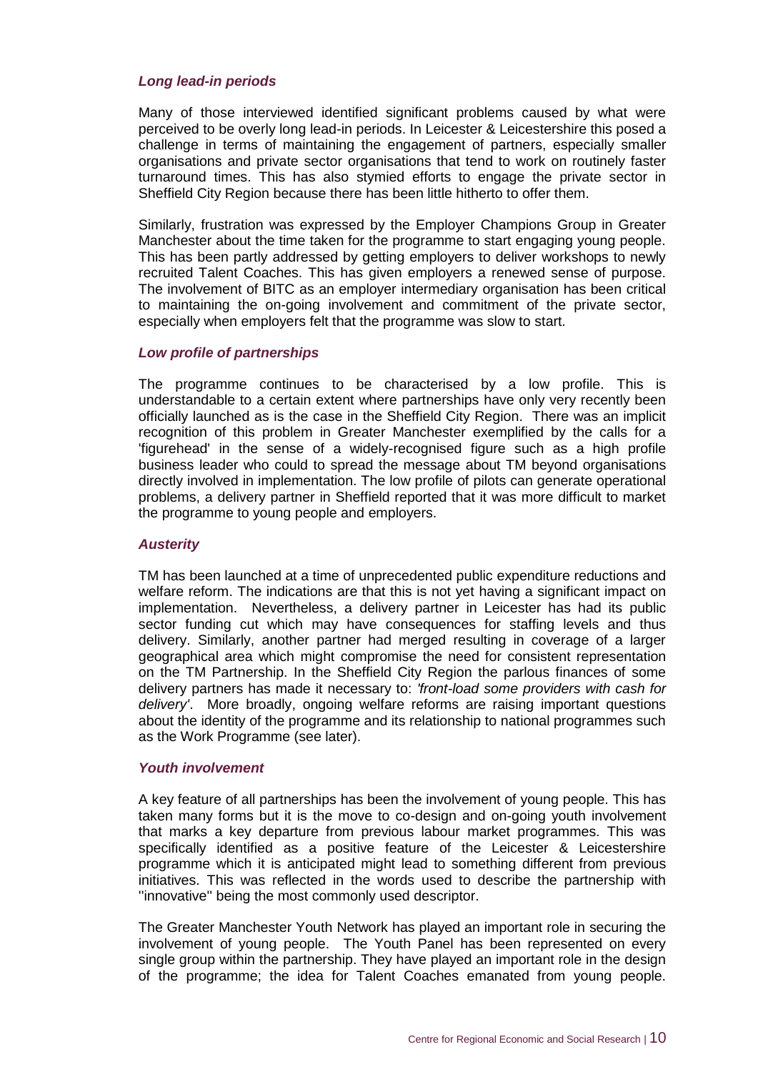### *Long lead-in periods*

Many of those interviewed identified significant problems caused by what were perceived to be overly long lead-in periods. In Leicester & Leicestershire this posed a challenge in terms of maintaining the engagement of partners, especially smaller organisations and private sector organisations that tend to work on routinely faster turnaround times. This has also stymied efforts to engage the private sector in Sheffield City Region because there has been little hitherto to offer them.

Similarly, frustration was expressed by the Employer Champions Group in Greater Manchester about the time taken for the programme to start engaging young people. This has been partly addressed by getting employers to deliver workshops to newly recruited Talent Coaches. This has given employers a renewed sense of purpose. The involvement of BITC as an employer intermediary organisation has been critical to maintaining the on-going involvement and commitment of the private sector, especially when employers felt that the programme was slow to start.

### *Low profile of partnerships*

The programme continues to be characterised by a low profile. This is understandable to a certain extent where partnerships have only very recently been officially launched as is the case in the Sheffield City Region. There was an implicit recognition of this problem in Greater Manchester exemplified by the calls for a 'figurehead' in the sense of a widely-recognised figure such as a high profile business leader who could to spread the message about TM beyond organisations directly involved in implementation. The low profile of pilots can generate operational problems, a delivery partner in Sheffield reported that it was more difficult to market the programme to young people and employers.

### *Austerity*

TM has been launched at a time of unprecedented public expenditure reductions and welfare reform. The indications are that this is not yet having a significant impact on implementation. Nevertheless, a delivery partner in Leicester has had its public sector funding cut which may have consequences for staffing levels and thus delivery. Similarly, another partner had merged resulting in coverage of a larger geographical area which might compromise the need for consistent representation on the TM Partnership. In the Sheffield City Region the parlous finances of some delivery partners has made it necessary to: *'front-load some providers with cash for delivery'*. More broadly, ongoing welfare reforms are raising important questions about the identity of the programme and its relationship to national programmes such as the Work Programme (see later).

### *Youth involvement*

A key feature of all partnerships has been the involvement of young people. This has taken many forms but it is the move to co-design and on-going youth involvement that marks a key departure from previous labour market programmes. This was specifically identified as a positive feature of the Leicester & Leicestershire programme which it is anticipated might lead to something different from previous initiatives. This was reflected in the words used to describe the partnership with ''innovative'' being the most commonly used descriptor.

The Greater Manchester Youth Network has played an important role in securing the involvement of young people. The Youth Panel has been represented on every single group within the partnership. They have played an important role in the design of the programme; the idea for Talent Coaches emanated from young people.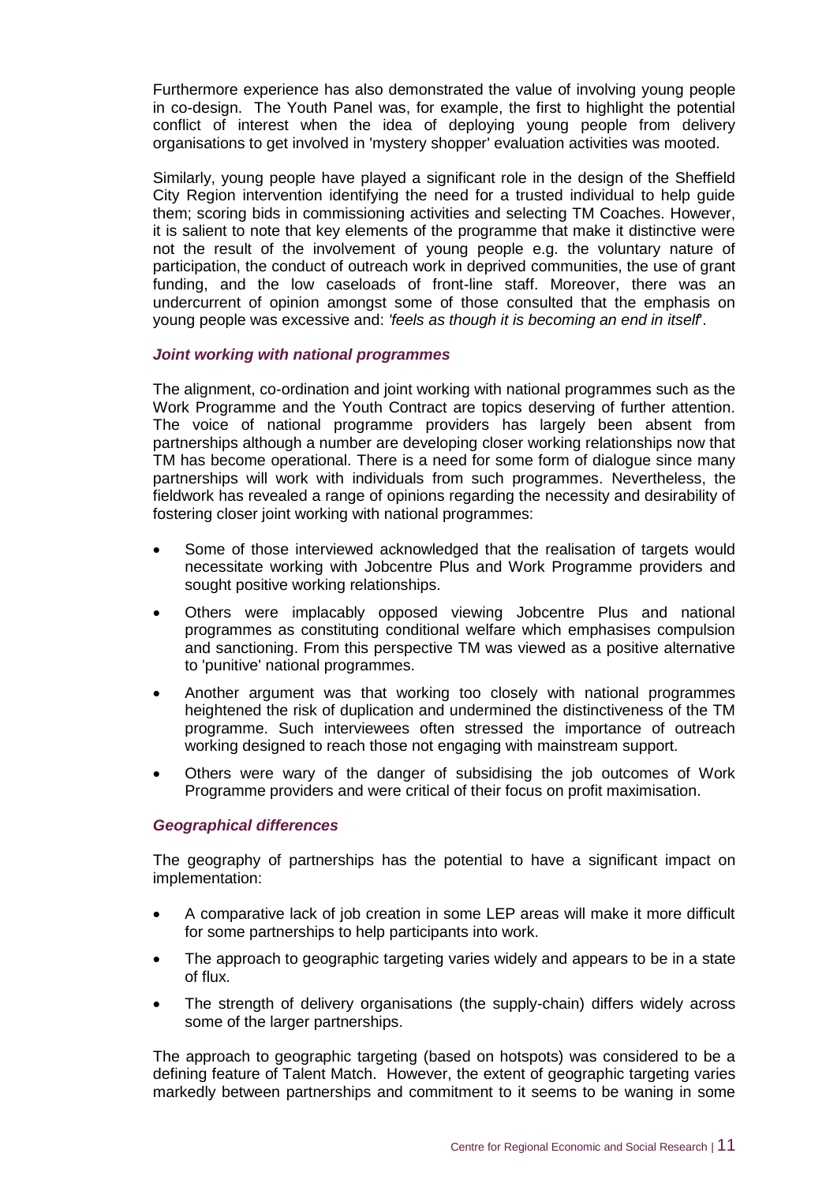Furthermore experience has also demonstrated the value of involving young people in co-design. The Youth Panel was, for example, the first to highlight the potential conflict of interest when the idea of deploying young people from delivery organisations to get involved in 'mystery shopper' evaluation activities was mooted.

Similarly, young people have played a significant role in the design of the Sheffield City Region intervention identifying the need for a trusted individual to help guide them; scoring bids in commissioning activities and selecting TM Coaches. However, it is salient to note that key elements of the programme that make it distinctive were not the result of the involvement of young people e.g. the voluntary nature of participation, the conduct of outreach work in deprived communities, the use of grant funding, and the low caseloads of front-line staff. Moreover, there was an undercurrent of opinion amongst some of those consulted that the emphasis on young people was excessive and: *'feels as though it is becoming an end in itself'*.

### *Joint working with national programmes*

The alignment, co-ordination and joint working with national programmes such as the Work Programme and the Youth Contract are topics deserving of further attention. The voice of national programme providers has largely been absent from partnerships although a number are developing closer working relationships now that TM has become operational. There is a need for some form of dialogue since many partnerships will work with individuals from such programmes. Nevertheless, the fieldwork has revealed a range of opinions regarding the necessity and desirability of fostering closer joint working with national programmes:

- Some of those interviewed acknowledged that the realisation of targets would necessitate working with Jobcentre Plus and Work Programme providers and sought positive working relationships.
- Others were implacably opposed viewing Jobcentre Plus and national programmes as constituting conditional welfare which emphasises compulsion and sanctioning. From this perspective TM was viewed as a positive alternative to 'punitive' national programmes.
- Another argument was that working too closely with national programmes heightened the risk of duplication and undermined the distinctiveness of the TM programme. Such interviewees often stressed the importance of outreach working designed to reach those not engaging with mainstream support.
- Others were wary of the danger of subsidising the job outcomes of Work Programme providers and were critical of their focus on profit maximisation.

### *Geographical differences*

The geography of partnerships has the potential to have a significant impact on implementation:

- A comparative lack of job creation in some LEP areas will make it more difficult for some partnerships to help participants into work.
- The approach to geographic targeting varies widely and appears to be in a state of flux.
- The strength of delivery organisations (the supply-chain) differs widely across some of the larger partnerships.

The approach to geographic targeting (based on hotspots) was considered to be a defining feature of Talent Match. However, the extent of geographic targeting varies markedly between partnerships and commitment to it seems to be waning in some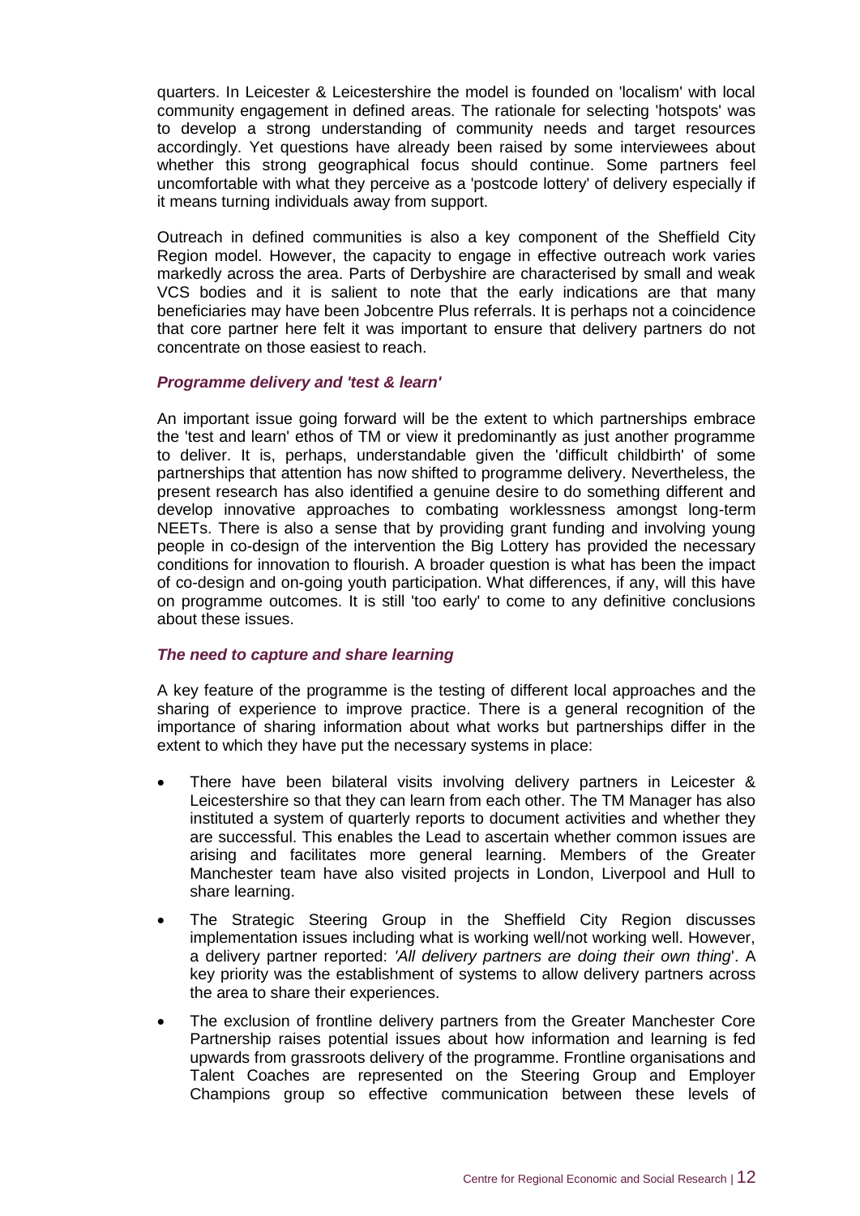quarters. In Leicester & Leicestershire the model is founded on 'localism' with local community engagement in defined areas. The rationale for selecting 'hotspots' was to develop a strong understanding of community needs and target resources accordingly. Yet questions have already been raised by some interviewees about whether this strong geographical focus should continue. Some partners feel uncomfortable with what they perceive as a 'postcode lottery' of delivery especially if it means turning individuals away from support.

Outreach in defined communities is also a key component of the Sheffield City Region model. However, the capacity to engage in effective outreach work varies markedly across the area. Parts of Derbyshire are characterised by small and weak VCS bodies and it is salient to note that the early indications are that many beneficiaries may have been Jobcentre Plus referrals. It is perhaps not a coincidence that core partner here felt it was important to ensure that delivery partners do not concentrate on those easiest to reach.

### *Programme delivery and 'test & learn'*

An important issue going forward will be the extent to which partnerships embrace the 'test and learn' ethos of TM or view it predominantly as just another programme to deliver. It is, perhaps, understandable given the 'difficult childbirth' of some partnerships that attention has now shifted to programme delivery. Nevertheless, the present research has also identified a genuine desire to do something different and develop innovative approaches to combating worklessness amongst long-term NEETs. There is also a sense that by providing grant funding and involving young people in co-design of the intervention the Big Lottery has provided the necessary conditions for innovation to flourish. A broader question is what has been the impact of co-design and on-going youth participation. What differences, if any, will this have on programme outcomes. It is still 'too early' to come to any definitive conclusions about these issues.

### *The need to capture and share learning*

A key feature of the programme is the testing of different local approaches and the sharing of experience to improve practice. There is a general recognition of the importance of sharing information about what works but partnerships differ in the extent to which they have put the necessary systems in place:

- There have been bilateral visits involving delivery partners in Leicester & Leicestershire so that they can learn from each other. The TM Manager has also instituted a system of quarterly reports to document activities and whether they are successful. This enables the Lead to ascertain whether common issues are arising and facilitates more general learning. Members of the Greater Manchester team have also visited projects in London, Liverpool and Hull to share learning.
- The Strategic Steering Group in the Sheffield City Region discusses implementation issues including what is working well/not working well. However, a delivery partner reported: *'All delivery partners are doing their own thing*'. A key priority was the establishment of systems to allow delivery partners across the area to share their experiences.
- The exclusion of frontline delivery partners from the Greater Manchester Core Partnership raises potential issues about how information and learning is fed upwards from grassroots delivery of the programme. Frontline organisations and Talent Coaches are represented on the Steering Group and Employer Champions group so effective communication between these levels of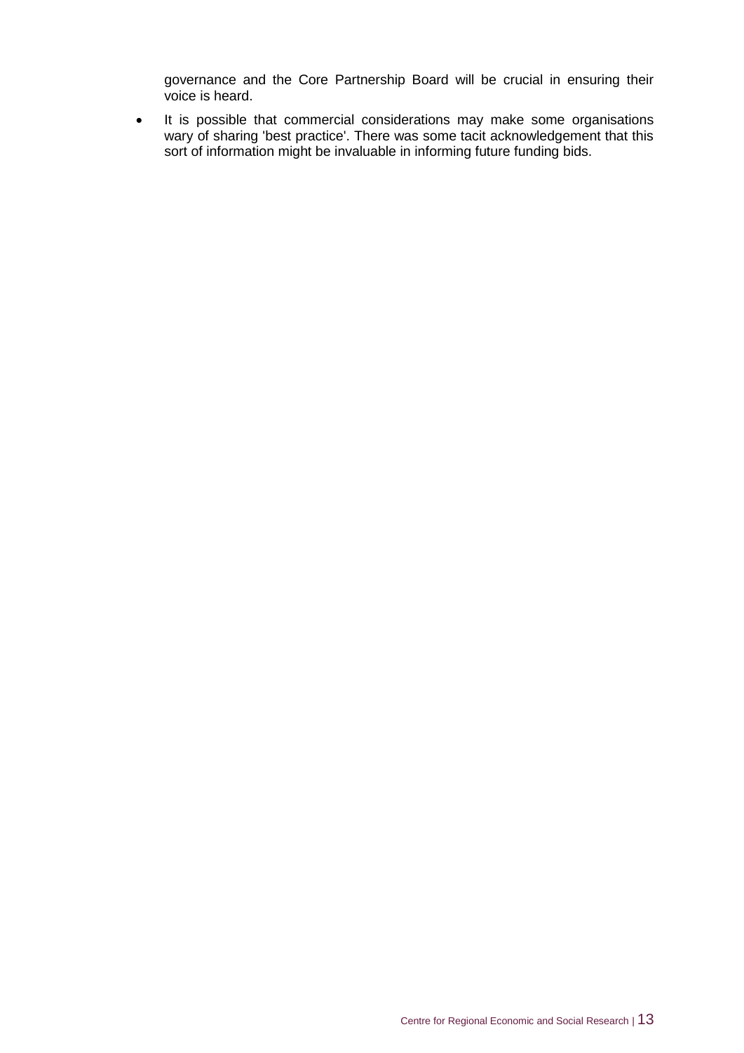governance and the Core Partnership Board will be crucial in ensuring their voice is heard.

- It is possible that commercial considerations may make some organisations wary of sharing 'best practice'. There was some tacit acknowledgement that this sort of information might be invaluable in informing future funding bids.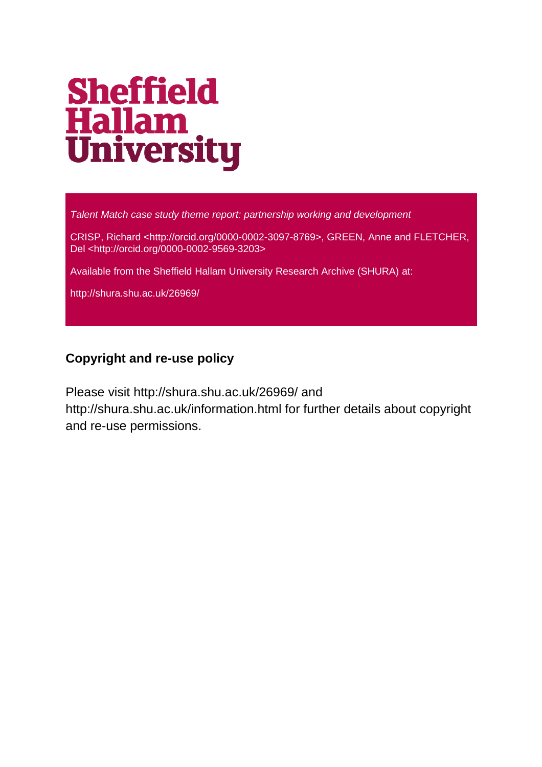# Sheffield Hallam University

*Talent Match case study theme report: partnership working and development*

CRISP, Richard <http://orcid.org/0000-0002-3097-8769>, GREEN, Anne and FLETCHER, Del <http://orcid.org/0000-0002-9569-3203>

Available from the Sheffield Hallam University Research Archive (SHURA) at:

http://shura.shu.ac.uk/26969/

## Copyright and re-use policy

Please visit http://shura.shu.ac.uk/26969/ and http://shura.shu.ac.uk/information.html for further details about copyright and re-use permissions.